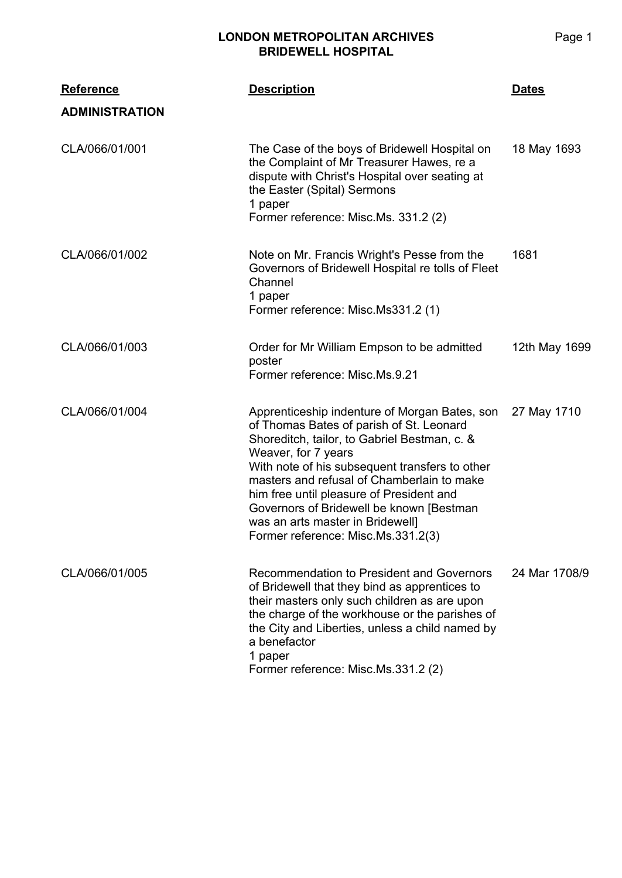# LONDON METROPOLITAN ARCHIVES
## BRIDEWELL HOSPITAL

| Reference | Description | Dates |
|---|---|---|
| **ADMINISTRATION** | | |
| CLA/066/01/001 | The Case of the boys of Bridewell Hospital on the Complaint of Mr Treasurer Hawes, re a dispute with Christ's Hospital over seating at the Easter (Spital) Sermons<br>1 paper<br>Former reference: Misc.Ms. 331.2 (2) | 18 May 1693 |
| CLA/066/01/002 | Note on Mr. Francis Wright's Pesse from the Governors of Bridewell Hospital re tolls of Fleet Channel<br>1 paper<br>Former reference: Misc.Ms331.2 (1) | 1681 |
| CLA/066/01/003 | Order for Mr William Empson to be admitted poster<br>Former reference: Misc.Ms.9.21 | 12th May 1699 |
| CLA/066/01/004 | Apprenticeship indenture of Morgan Bates, son of Thomas Bates of parish of St. Leonard Shoreditch, tailor, to Gabriel Bestman, c. & Weaver, for 7 years<br>With note of his subsequent transfers to other masters and refusal of Chamberlain to make him free until pleasure of President and Governors of Bridewell be known [Bestman was an arts master in Bridewell]<br>Former reference: Misc.Ms.331.2(3) | 27 May 1710 |
| CLA/066/01/005 | Recommendation to President and Governors of Bridewell that they bind as apprentices to their masters only such children as are upon the charge of the workhouse or the parishes of the City and Liberties, unless a child named by a benefactor<br>1 paper<br>Former reference: Misc.Ms.331.2 (2) | 24 Mar 1708/9 |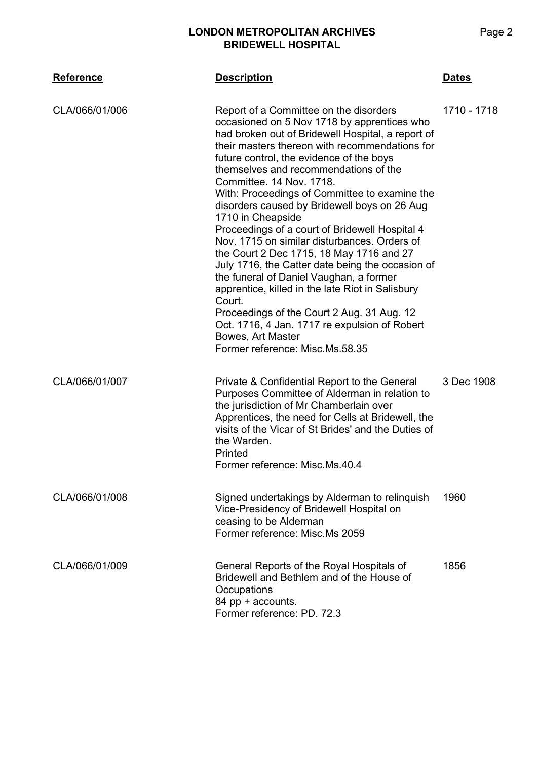| Reference | Description | Dates |
|---|---|---|
| CLA/066/01/006 | Report of a Committee on the disorders occasioned on 5 Nov 1718 by apprentices who had broken out of Bridewell Hospital, a report of their masters thereon with recommendations for future control, the evidence of the boys themselves and recommendations of the Committee. 14 Nov. 1718.<br>With: Proceedings of Committee to examine the disorders caused by Bridewell boys on 26 Aug 1710 in Cheapside<br>Proceedings of a court of Bridewell Hospital 4 Nov. 1715 on similar disturbances. Orders of the Court 2 Dec 1715, 18 May 1716 and 27 July 1716, the Catter date being the occasion of the funeral of Daniel Vaughan, a former apprentice, killed in the late Riot in Salisbury Court.<br>Proceedings of the Court 2 Aug. 31 Aug. 12 Oct. 1716, 4 Jan. 1717 re expulsion of Robert Bowes, Art Master<br>Former reference: Misc.Ms.58.35 | 1710 - 1718 |
| CLA/066/01/007 | Private & Confidential Report to the General Purposes Committee of Alderman in relation to the jurisdiction of Mr Chamberlain over Apprentices, the need for Cells at Bridewell, the visits of the Vicar of St Brides' and the Duties of the Warden.<br>Printed<br>Former reference: Misc.Ms.40.4 | 3 Dec 1908 |
| CLA/066/01/008 | Signed undertakings by Alderman to relinquish Vice-Presidency of Bridewell Hospital on ceasing to be Alderman<br>Former reference: Misc.Ms 2059 | 1960 |
| CLA/066/01/009 | General Reports of the Royal Hospitals of Bridewell and Bethlem and of the House of Occupations<br>84 pp + accounts.<br>Former reference: PD. 72.3 | 1856 |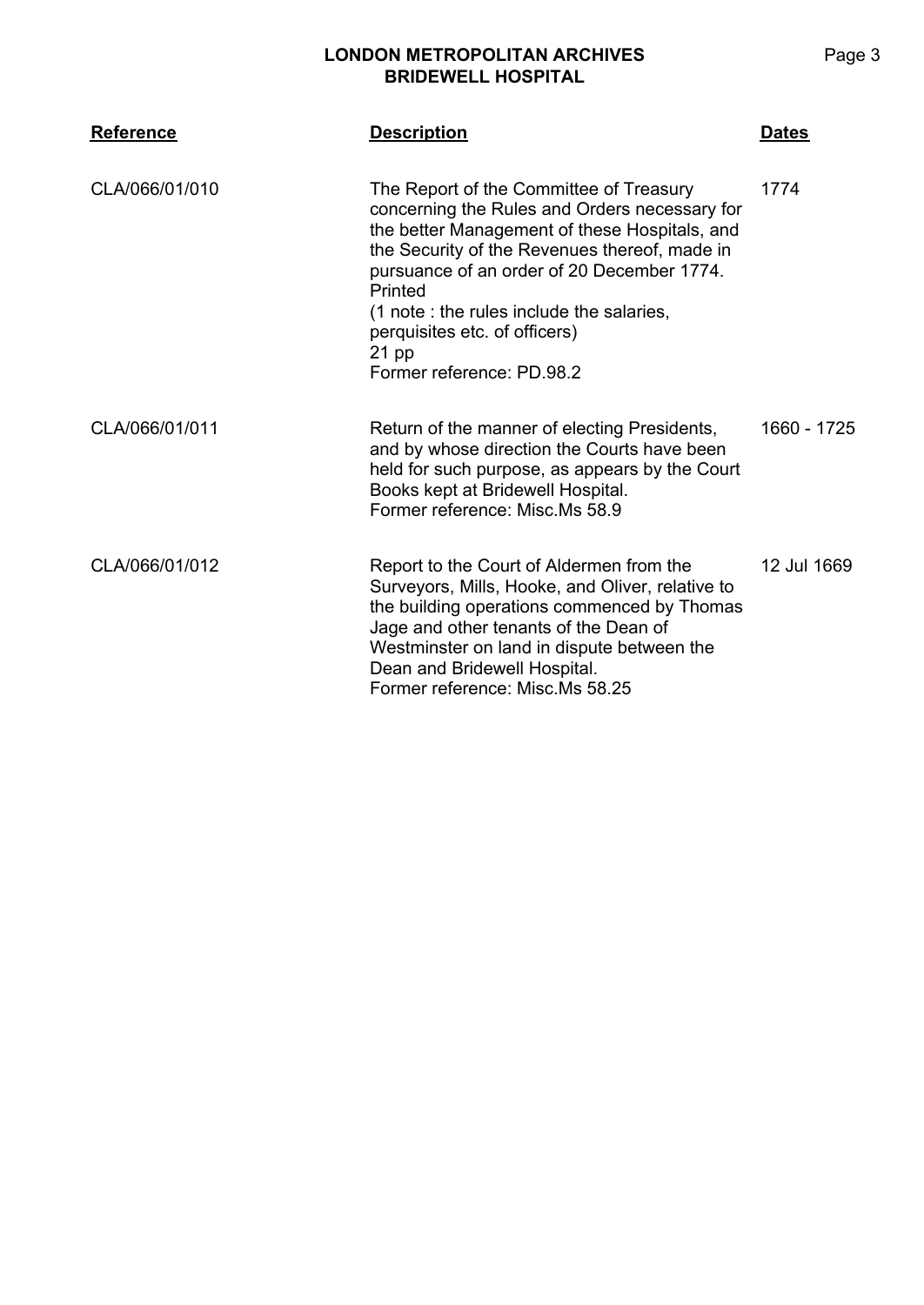| Reference | Description | Dates |
|---|---|---|
| CLA/066/01/010 | The Report of the Committee of Treasury concerning the Rules and Orders necessary for the better Management of these Hospitals, and the Security of the Revenues thereof, made in pursuance of an order of 20 December 1774. Printed<br>(1 note : the rules include the salaries, perquisites etc. of officers)<br>21 pp<br>Former reference: PD.98.2 | 1774 |
| CLA/066/01/011 | Return of the manner of electing Presidents, and by whose direction the Courts have been held for such purpose, as appears by the Court Books kept at Bridewell Hospital.<br>Former reference: Misc.Ms 58.9 | 1660 - 1725 |
| CLA/066/01/012 | Report to the Court of Aldermen from the Surveyors, Mills, Hooke, and Oliver, relative to the building operations commenced by Thomas Jage and other tenants of the Dean of Westminster on land in dispute between the Dean and Bridewell Hospital.<br>Former reference: Misc.Ms 58.25 | 12 Jul 1669 |